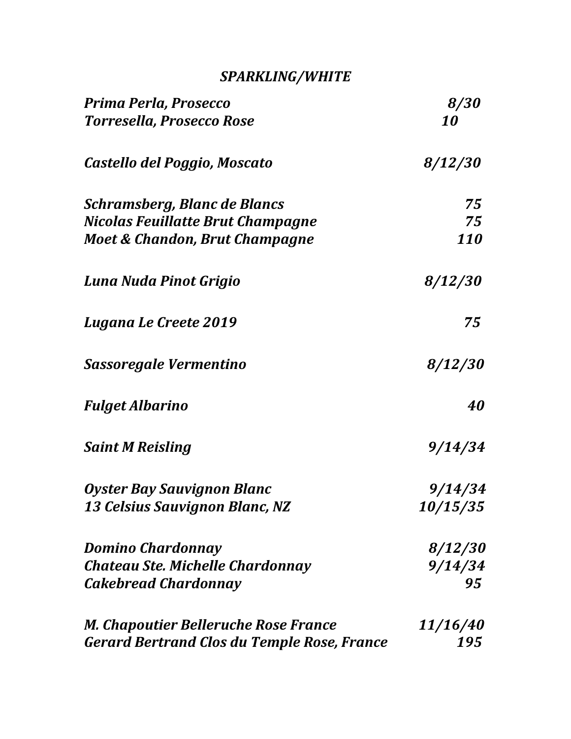# *SPARKLING/WHITE*

| | |
|---|---|
| ***Prima Perla, Prosecco*** | ***8/30*** |
| ***Torresella, Prosecco Rose*** | ***10*** |
| ***Castello del Poggio, Moscato*** | ***8/12/30*** |
| ***Schramsberg, Blanc de Blancs*** | ***75*** |
| ***Nicolas Feuillatte Brut Champagne*** | ***75*** |
| ***Moet & Chandon, Brut Champagne*** | ***110*** |
| ***Luna Nuda Pinot Grigio*** | ***8/12/30*** |
| ***Lugana Le Creete 2019*** | ***75*** |
| ***Sassoregale Vermentino*** | ***8/12/30*** |
| ***Fulget Albarino*** | ***40*** |
| ***Saint M Reisling*** | ***9/14/34*** |
| ***Oyster Bay Sauvignon Blanc*** | ***9/14/34*** |
| ***13 Celsius Sauvignon Blanc, NZ*** | ***10/15/35*** |
| ***Domino Chardonnay*** | ***8/12/30*** |
| ***Chateau Ste. Michelle Chardonnay*** | ***9/14/34*** |
| ***Cakebread Chardonnay*** | ***95*** |
| ***M. Chapoutier Belleruche Rose France*** | ***11/16/40*** |
| ***Gerard Bertrand Clos du Temple Rose, France*** | ***195*** |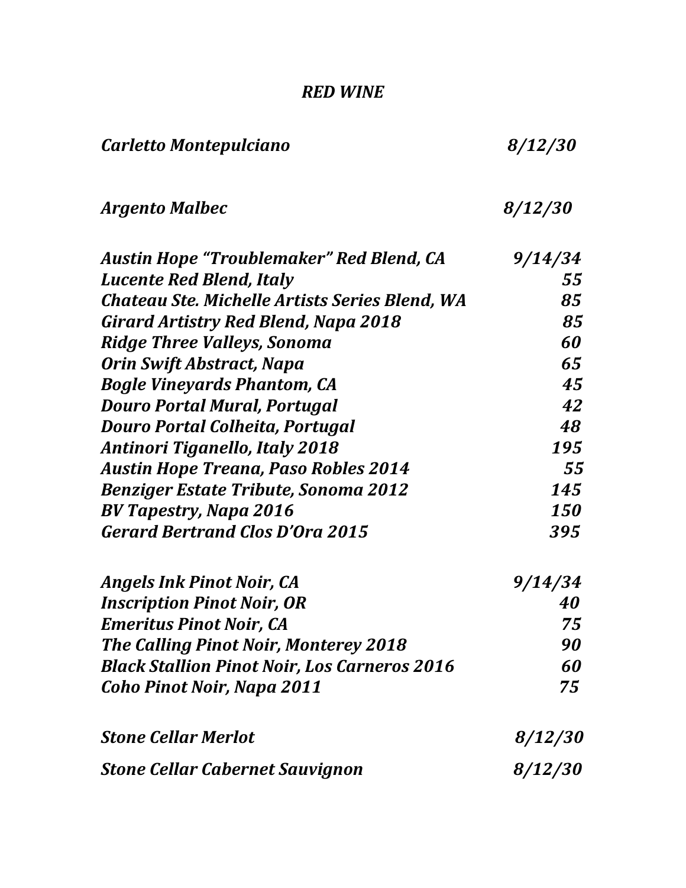# *RED WINE*

| | |
|---|---|
| ***Carletto Montepulciano*** | ***8/12/30*** |
| ***Argento Malbec*** | ***8/12/30*** |
| ***Austin Hope "Troublemaker" Red Blend, CA*** | ***9/14/34*** |
| ***Lucente Red Blend, Italy*** | ***55*** |
| ***Chateau Ste. Michelle Artists Series Blend, WA*** | ***85*** |
| ***Girard Artistry Red Blend, Napa 2018*** | ***85*** |
| ***Ridge Three Valleys, Sonoma*** | ***60*** |
| ***Orin Swift Abstract, Napa*** | ***65*** |
| ***Bogle Vineyards Phantom, CA*** | ***45*** |
| ***Douro Portal Mural, Portugal*** | ***42*** |
| ***Douro Portal Colheita, Portugal*** | ***48*** |
| ***Antinori Tiganello, Italy 2018*** | ***195*** |
| ***Austin Hope Treana, Paso Robles 2014*** | ***55*** |
| ***Benziger Estate Tribute, Sonoma 2012*** | ***145*** |
| ***BV Tapestry, Napa 2016*** | ***150*** |
| ***Gerard Bertrand Clos D'Ora 2015*** | ***395*** |
| ***Angels Ink Pinot Noir, CA*** | ***9/14/34*** |
| ***Inscription Pinot Noir, OR*** | ***40*** |
| ***Emeritus Pinot Noir, CA*** | ***75*** |
| ***The Calling Pinot Noir, Monterey 2018*** | ***90*** |
| ***Black Stallion Pinot Noir, Los Carneros 2016*** | ***60*** |
| ***Coho Pinot Noir, Napa 2011*** | ***75*** |
| ***Stone Cellar Merlot*** | ***8/12/30*** |
| ***Stone Cellar Cabernet Sauvignon*** | ***8/12/30*** |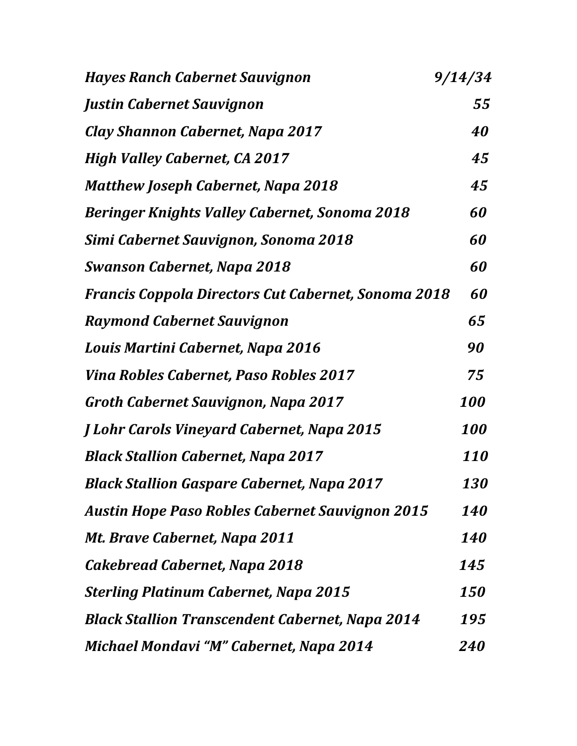| | |
|---|---|
| *Hayes Ranch Cabernet Sauvignon* | *9/14/34* |
| *Justin Cabernet Sauvignon* | *55* |
| *Clay Shannon Cabernet, Napa 2017* | *40* |
| *High Valley Cabernet, CA 2017* | *45* |
| *Matthew Joseph Cabernet, Napa 2018* | *45* |
| *Beringer Knights Valley Cabernet, Sonoma 2018* | *60* |
| *Simi Cabernet Sauvignon, Sonoma 2018* | *60* |
| *Swanson Cabernet, Napa 2018* | *60* |
| *Francis Coppola Directors Cut Cabernet, Sonoma 2018* | *60* |
| *Raymond Cabernet Sauvignon* | *65* |
| *Louis Martini Cabernet, Napa 2016* | *90* |
| *Vina Robles Cabernet, Paso Robles 2017* | *75* |
| *Groth Cabernet Sauvignon, Napa 2017* | *100* |
| *J Lohr Carols Vineyard Cabernet, Napa 2015* | *100* |
| *Black Stallion Cabernet, Napa 2017* | *110* |
| *Black Stallion Gaspare Cabernet, Napa 2017* | *130* |
| *Austin Hope Paso Robles Cabernet Sauvignon 2015* | *140* |
| *Mt. Brave Cabernet, Napa 2011* | *140* |
| *Cakebread Cabernet, Napa 2018* | *145* |
| *Sterling Platinum Cabernet, Napa 2015* | *150* |
| *Black Stallion Transcendent Cabernet, Napa 2014* | *195* |
| *Michael Mondavi "M" Cabernet, Napa 2014* | *240* |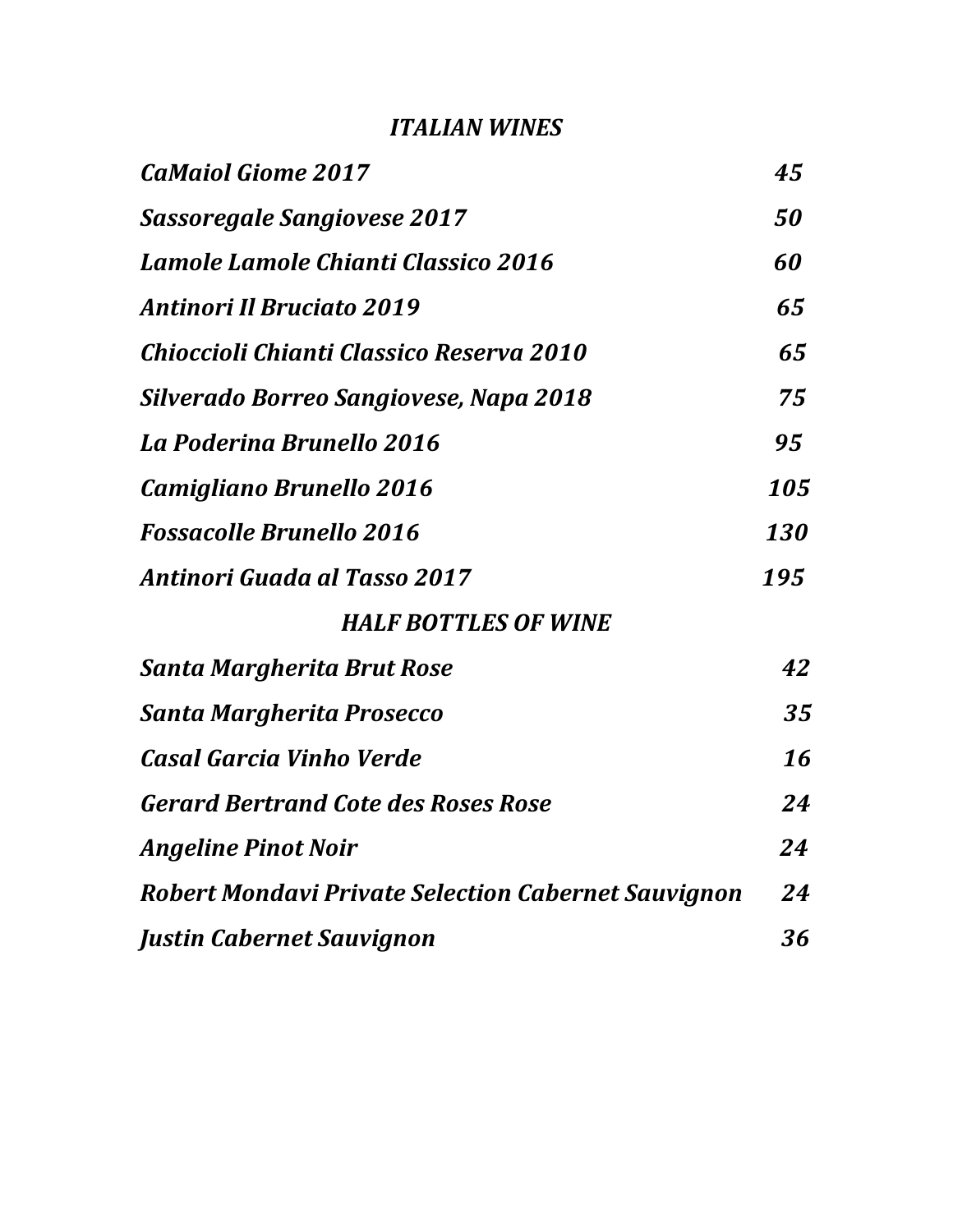## *ITALIAN WINES*

| | |
|---|---|
| *CaMaiol Giome 2017* | *45* |
| *Sassoregale Sangiovese 2017* | *50* |
| *Lamole Lamole Chianti Classico 2016* | *60* |
| *Antinori Il Bruciato 2019* | *65* |
| *Chioccioli Chianti Classico Reserva 2010* | *65* |
| *Silverado Borreo Sangiovese, Napa 2018* | *75* |
| *La Poderina Brunello 2016* | *95* |
| *Camigliano Brunello 2016* | *105* |
| *Fossacolle Brunello 2016* | *130* |
| *Antinori Guada al Tasso 2017* | *195* |

## *HALF BOTTLES OF WINE*

| | |
|---|---|
| *Santa Margherita Brut Rose* | *42* |
| *Santa Margherita Prosecco* | *35* |
| *Casal Garcia Vinho Verde* | *16* |
| *Gerard Bertrand Cote des Roses Rose* | *24* |
| *Angeline Pinot Noir* | *24* |
| *Robert Mondavi Private Selection Cabernet Sauvignon* | *24* |
| *Justin Cabernet Sauvignon* | *36* |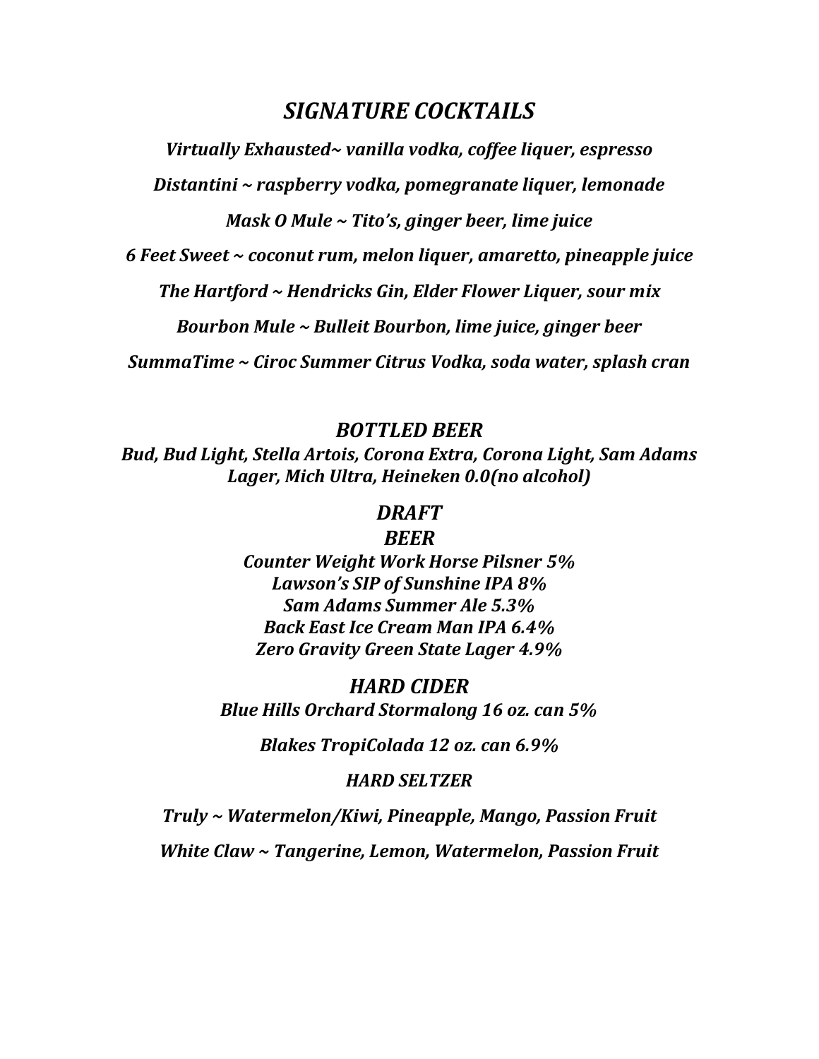# *SIGNATURE COCKTAILS*

***Virtually Exhausted~ vanilla vodka, coffee liquer, espresso***

***Distantini ~ raspberry vodka, pomegranate liquer, lemonade***

***Mask O Mule ~ Tito's, ginger beer, lime juice***

***6 Feet Sweet ~ coconut rum, melon liquer, amaretto, pineapple juice***

***The Hartford ~ Hendricks Gin, Elder Flower Liquer, sour mix***

***Bourbon Mule ~ Bulleit Bourbon, lime juice, ginger beer***

***SummaTime ~ Ciroc Summer Citrus Vodka, soda water, splash cran***

## *BOTTLED BEER*

***Bud, Bud Light, Stella Artois, Corona Extra, Corona Light, Sam Adams Lager, Mich Ultra, Heineken 0.0(no alcohol)***

## *DRAFT BEER*

***Counter Weight Work Horse Pilsner 5%***
***Lawson's SIP of Sunshine IPA 8%***
***Sam Adams Summer Ale 5.3%***
***Back East Ice Cream Man IPA 6.4%***
***Zero Gravity Green State Lager 4.9%***

## *HARD CIDER*

***Blue Hills Orchard Stormalong 16 oz. can 5%***

***Blakes TropiColada 12 oz. can 6.9%***

### *HARD SELTZER*

***Truly ~ Watermelon/Kiwi, Pineapple, Mango, Passion Fruit***

***White Claw ~ Tangerine, Lemon, Watermelon, Passion Fruit***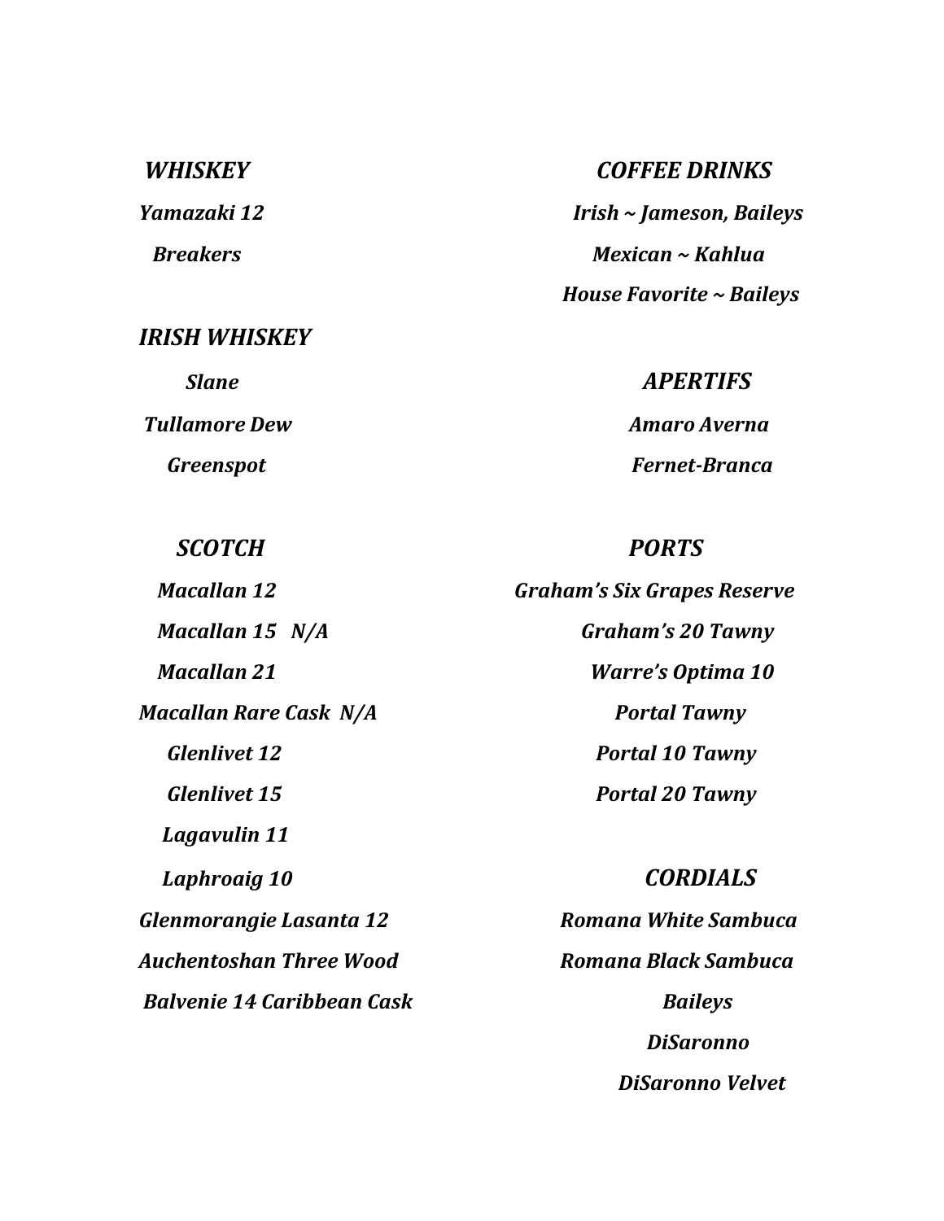## *WHISKEY*

*Yamazaki 12*

*Breakers*

## *IRISH WHISKEY*

*Slane*

*Tullamore Dew*

*Greenspot*

## *SCOTCH*

*Macallan 12*

*Macallan 15 N/A*

*Macallan 21*

*Macallan Rare Cask N/A*

*Glenlivet 12*

*Glenlivet 15*

*Lagavulin 11*

*Laphroaig 10*

*Glenmorangie Lasanta 12*

*Auchentoshan Three Wood*

*Balvenie 14 Caribbean Cask*

## *COFFEE DRINKS*

*Irish ~ Jameson, Baileys*

*Mexican ~ Kahlua*

*House Favorite ~ Baileys*

## *APERTIFS*

*Amaro Averna*

*Fernet-Branca*

## *PORTS*

*Graham's Six Grapes Reserve*

*Graham's 20 Tawny*

*Warre's Optima 10*

*Portal Tawny*

*Portal 10 Tawny*

*Portal 20 Tawny*

## *CORDIALS*

*Romana White Sambuca*

*Romana Black Sambuca*

*Baileys*

*DiSaronno*

*DiSaronno Velvet*